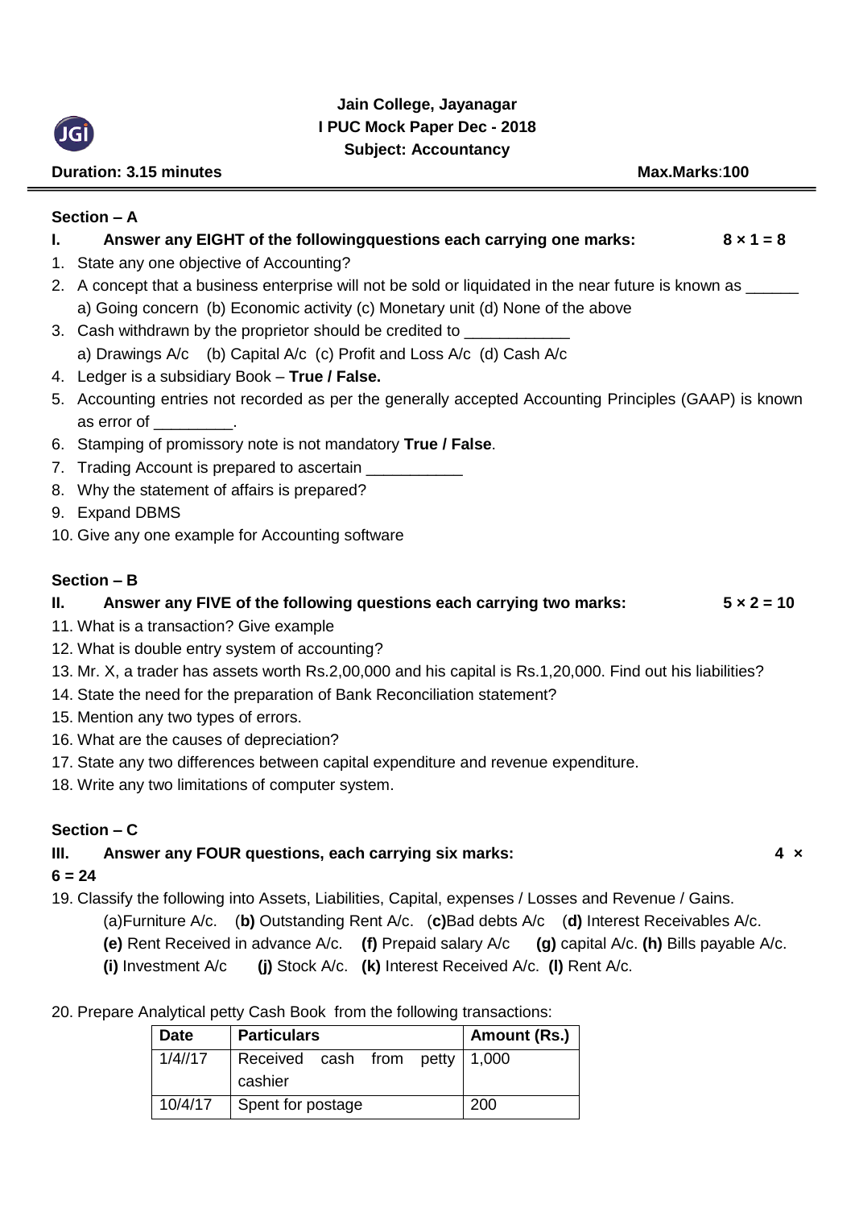# Jain College, Jayanagar

## I PUC Mock Paper Dec - 2018

## Subject: Accountancy

**Duration: 3.15 minutes** **Max.Marks:100**

---

### Section – A

**I. Answer any EIGHT of the followingquestions each carrying one marks: 8 × 1 = 8**

1. State any one objective of Accounting?
2. A concept that a business enterprise will not be sold or liquidated in the near future is known as ______
   a) Going concern (b) Economic activity (c) Monetary unit (d) None of the above
3. Cash withdrawn by the proprietor should be credited to ____________
   a) Drawings A/c (b) Capital A/c (c) Profit and Loss A/c (d) Cash A/c
4. Ledger is a subsidiary Book – **True / False.**
5. Accounting entries not recorded as per the generally accepted Accounting Principles (GAAP) is known as error of _________.
6. Stamping of promissory note is not mandatory **True / False**.
7. Trading Account is prepared to ascertain ___________
8. Why the statement of affairs is prepared?
9. Expand DBMS
10. Give any one example for Accounting software

### Section – B

**II. Answer any FIVE of the following questions each carrying two marks: 5 × 2 = 10**

11. What is a transaction? Give example
12. What is double entry system of accounting?
13. Mr. X, a trader has assets worth Rs.2,00,000 and his capital is Rs.1,20,000. Find out his liabilities?
14. State the need for the preparation of Bank Reconciliation statement?
15. Mention any two types of errors.
16. What are the causes of depreciation?
17. State any two differences between capital expenditure and revenue expenditure.
18. Write any two limitations of computer system.

### Section – C

**III. Answer any FOUR questions, each carrying six marks: 4 × 6 = 24**

19. Classify the following into Assets, Liabilities, Capital, expenses / Losses and Revenue / Gains.
    (a)Furniture A/c. (**b)** Outstanding Rent A/c. (**c)**Bad debts A/c (**d)** Interest Receivables A/c.
    **(e)** Rent Received in advance A/c. **(f)** Prepaid salary A/c **(g)** capital A/c. **(h)** Bills payable A/c.
    **(i)** Investment A/c **(j)** Stock A/c. **(k)** Interest Received A/c. **(l)** Rent A/c.

20. Prepare Analytical petty Cash Book from the following transactions:

| Date | Particulars | Amount (Rs.) |
|---|---|---|
| 1/4//17 | Received cash from petty cashier | 1,000 |
| 10/4/17 | Spent for postage | 200 |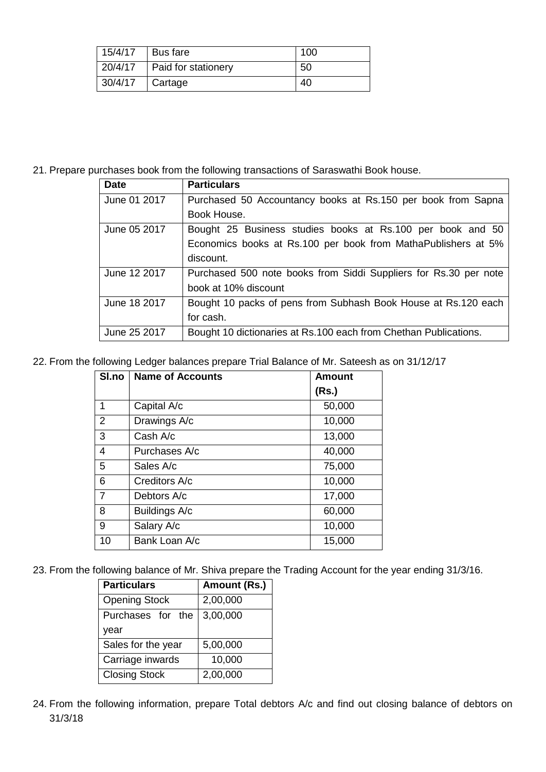| 15/4/17 | Bus fare | 100 |
|---|---|---|
| 20/4/17 | Paid for stationery | 50 |
| 30/4/17 | Cartage | 40 |

21. Prepare purchases book from the following transactions of Saraswathi Book house.

| Date | Particulars |
|---|---|
| June 01 2017 | Purchased 50 Accountancy books at Rs.150 per book from Sapna Book House. |
| June 05 2017 | Bought 25 Business studies books at Rs.100 per book and 50 Economics books at Rs.100 per book from MathaPublishers at 5% discount. |
| June 12 2017 | Purchased 500 note books from Siddi Suppliers for Rs.30 per note book at 10% discount |
| June 18 2017 | Bought 10 packs of pens from Subhash Book House at Rs.120 each for cash. |
| June 25 2017 | Bought 10 dictionaries at Rs.100 each from Chethan Publications. |

22. From the following Ledger balances prepare Trial Balance of Mr. Sateesh as on 31/12/17

| Sl.no | Name of Accounts | Amount (Rs.) |
|---|---|---|
| 1 | Capital A/c | 50,000 |
| 2 | Drawings A/c | 10,000 |
| 3 | Cash A/c | 13,000 |
| 4 | Purchases A/c | 40,000 |
| 5 | Sales A/c | 75,000 |
| 6 | Creditors A/c | 10,000 |
| 7 | Debtors A/c | 17,000 |
| 8 | Buildings A/c | 60,000 |
| 9 | Salary A/c | 10,000 |
| 10 | Bank Loan A/c | 15,000 |

23. From the following balance of Mr. Shiva prepare the Trading Account for the year ending 31/3/16.

| Particulars | Amount (Rs.) |
|---|---|
| Opening Stock | 2,00,000 |
| Purchases for the year | 3,00,000 |
| Sales for the year | 5,00,000 |
| Carriage inwards | 10,000 |
| Closing Stock | 2,00,000 |

24. From the following information, prepare Total debtors A/c and find out closing balance of debtors on 31/3/18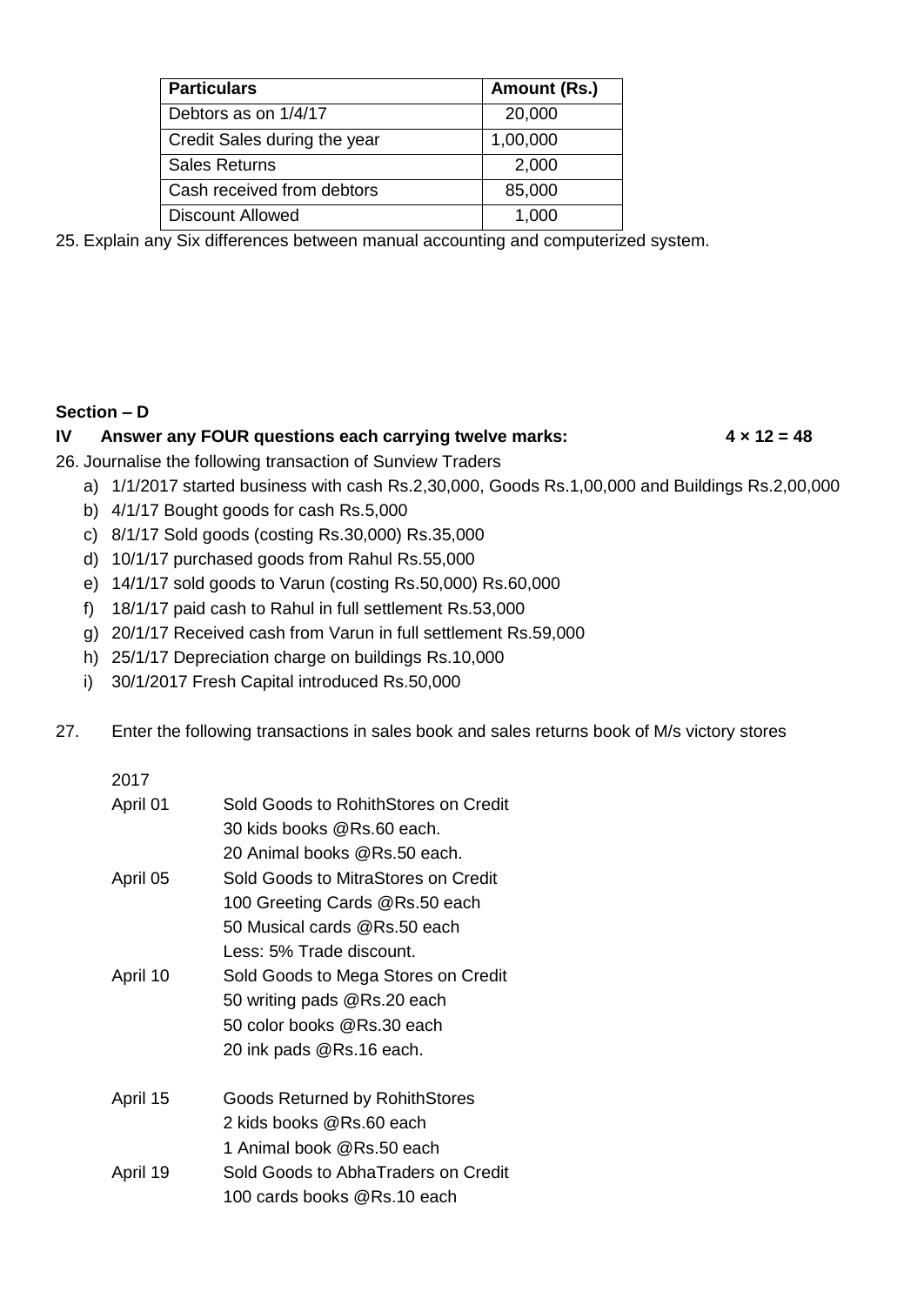| Particulars | Amount (Rs.) |
|---|---|
| Debtors as on 1/4/17 | 20,000 |
| Credit Sales during the year | 1,00,000 |
| Sales Returns | 2,000 |
| Cash received from debtors | 85,000 |
| Discount Allowed | 1,000 |

25. Explain any Six differences between manual accounting and computerized system.

## Section – D

**IV Answer any FOUR questions each carrying twelve marks: 4 × 12 = 48**

26. Journalise the following transaction of Sunview Traders

   a) 1/1/2017 started business with cash Rs.2,30,000, Goods Rs.1,00,000 and Buildings Rs.2,00,000
   b) 4/1/17 Bought goods for cash Rs.5,000
   c) 8/1/17 Sold goods (costing Rs.30,000) Rs.35,000
   d) 10/1/17 purchased goods from Rahul Rs.55,000
   e) 14/1/17 sold goods to Varun (costing Rs.50,000) Rs.60,000
   f) 18/1/17 paid cash to Rahul in full settlement Rs.53,000
   g) 20/1/17 Received cash from Varun in full settlement Rs.59,000
   h) 25/1/17 Depreciation charge on buildings Rs.10,000
   i) 30/1/2017 Fresh Capital introduced Rs.50,000

27. Enter the following transactions in sales book and sales returns book of M/s victory stores

2017

| | |
|---|---|
| April 01 | Sold Goods to RohithStores on Credit<br>30 kids books @Rs.60 each.<br>20 Animal books @Rs.50 each. |
| April 05 | Sold Goods to MitraStores on Credit<br>100 Greeting Cards @Rs.50 each<br>50 Musical cards @Rs.50 each<br>Less: 5% Trade discount. |
| April 10 | Sold Goods to Mega Stores on Credit<br>50 writing pads @Rs.20 each<br>50 color books @Rs.30 each<br>20 ink pads @Rs.16 each. |
| April 15 | Goods Returned by RohithStores<br>2 kids books @Rs.60 each<br>1 Animal book @Rs.50 each |
| April 19 | Sold Goods to AbhaTraders on Credit<br>100 cards books @Rs.10 each |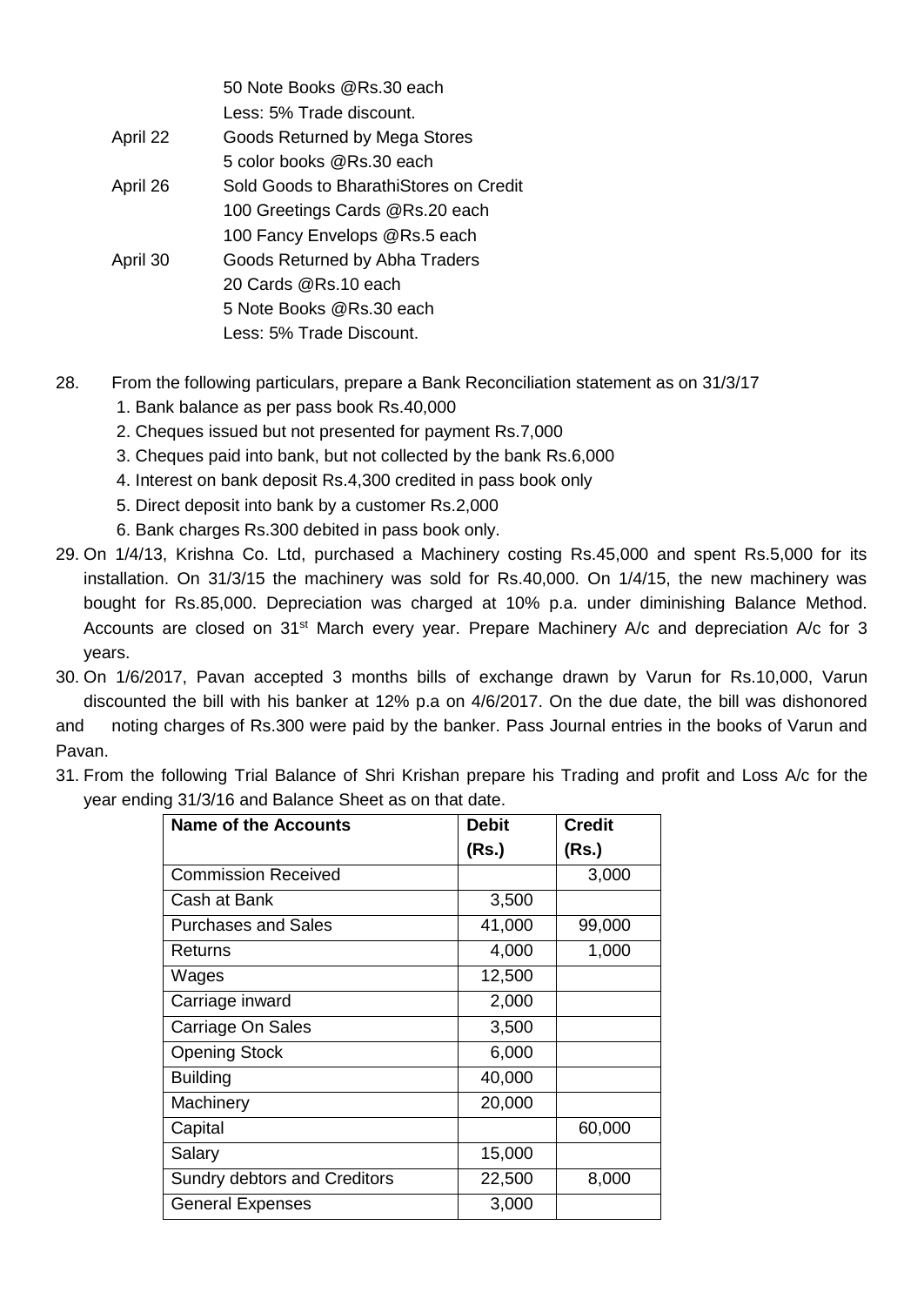| | |
|---|---|
| | 50 Note Books @Rs.30 each |
| | Less: 5% Trade discount. |
| April 22 | Goods Returned by Mega Stores |
| | 5 color books @Rs.30 each |
| April 26 | Sold Goods to BharathiStores on Credit |
| | 100 Greetings Cards @Rs.20 each |
| | 100 Fancy Envelops @Rs.5 each |
| April 30 | Goods Returned by Abha Traders |
| | 20 Cards @Rs.10 each |
| | 5 Note Books @Rs.30 each |
| | Less: 5% Trade Discount. |

28. From the following particulars, prepare a Bank Reconciliation statement as on 31/3/17
    1. Bank balance as per pass book Rs.40,000
    2. Cheques issued but not presented for payment Rs.7,000
    3. Cheques paid into bank, but not collected by the bank Rs.6,000
    4. Interest on bank deposit Rs.4,300 credited in pass book only
    5. Direct deposit into bank by a customer Rs.2,000
    6. Bank charges Rs.300 debited in pass book only.

29. On 1/4/13, Krishna Co. Ltd, purchased a Machinery costing Rs.45,000 and spent Rs.5,000 for its installation. On 31/3/15 the machinery was sold for Rs.40,000. On 1/4/15, the new machinery was bought for Rs.85,000. Depreciation was charged at 10% p.a. under diminishing Balance Method. Accounts are closed on 31st March every year. Prepare Machinery A/c and depreciation A/c for 3 years.

30. On 1/6/2017, Pavan accepted 3 months bills of exchange drawn by Varun for Rs.10,000, Varun discounted the bill with his banker at 12% p.a on 4/6/2017. On the due date, the bill was dishonored and noting charges of Rs.300 were paid by the banker. Pass Journal entries in the books of Varun and Pavan.

31. From the following Trial Balance of Shri Krishan prepare his Trading and profit and Loss A/c for the year ending 31/3/16 and Balance Sheet as on that date.

| Name of the Accounts | Debit (Rs.) | Credit (Rs.) |
|---|---|---|
| Commission Received | | 3,000 |
| Cash at Bank | 3,500 | |
| Purchases and Sales | 41,000 | 99,000 |
| Returns | 4,000 | 1,000 |
| Wages | 12,500 | |
| Carriage inward | 2,000 | |
| Carriage On Sales | 3,500 | |
| Opening Stock | 6,000 | |
| Building | 40,000 | |
| Machinery | 20,000 | |
| Capital | | 60,000 |
| Salary | 15,000 | |
| Sundry debtors and Creditors | 22,500 | 8,000 |
| General Expenses | 3,000 | |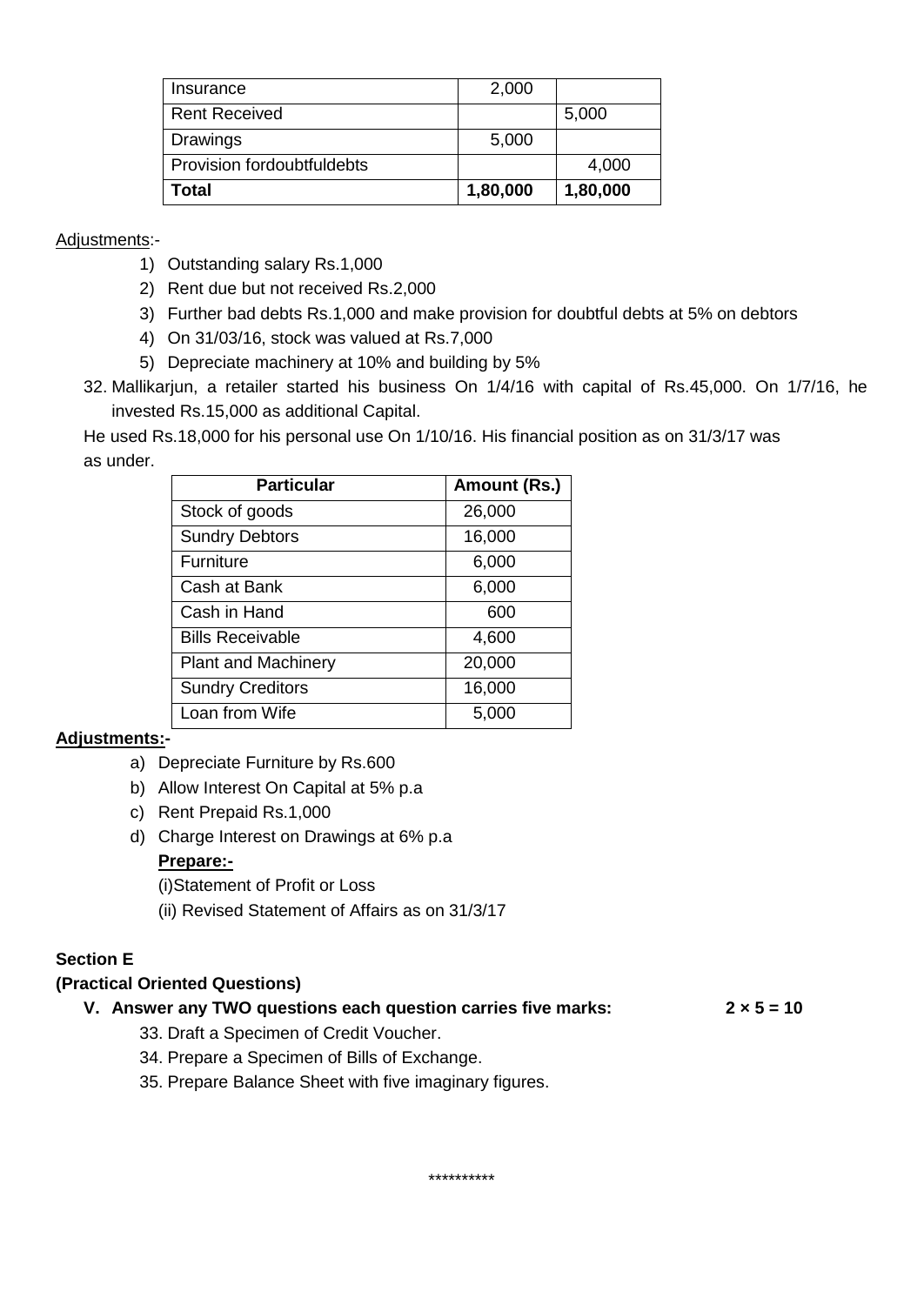| | | |
|---|---|---|
| Insurance | 2,000 | |
| Rent Received | | 5,000 |
| Drawings | 5,000 | |
| Provision fordoubtfuldebts | | 4,000 |
| **Total** | **1,80,000** | **1,80,000** |

Adjustments:-

1) Outstanding salary Rs.1,000
2) Rent due but not received Rs.2,000
3) Further bad debts Rs.1,000 and make provision for doubtful debts at 5% on debtors
4) On 31/03/16, stock was valued at Rs.7,000
5) Depreciate machinery at 10% and building by 5%

32. Mallikarjun, a retailer started his business On 1/4/16 with capital of Rs.45,000. On 1/7/16, he invested Rs.15,000 as additional Capital.

He used Rs.18,000 for his personal use On 1/10/16. His financial position as on 31/3/17 was as under.

| Particular | Amount (Rs.) |
|---|---|
| Stock of goods | 26,000 |
| Sundry Debtors | 16,000 |
| Furniture | 6,000 |
| Cash at Bank | 6,000 |
| Cash in Hand | 600 |
| Bills Receivable | 4,600 |
| Plant and Machinery | 20,000 |
| Sundry Creditors | 16,000 |
| Loan from Wife | 5,000 |

**Adjustments:-**

a) Depreciate Furniture by Rs.600
b) Allow Interest On Capital at 5% p.a
c) Rent Prepaid Rs.1,000
d) Charge Interest on Drawings at 6% p.a

**Prepare:-**

(i)Statement of Profit or Loss

(ii) Revised Statement of Affairs as on 31/3/17

**Section E**

**(Practical Oriented Questions)**

**V. Answer any TWO questions each question carries five marks: 2 × 5 = 10**

33. Draft a Specimen of Credit Voucher.
34. Prepare a Specimen of Bills of Exchange.
35. Prepare Balance Sheet with five imaginary figures.

**********